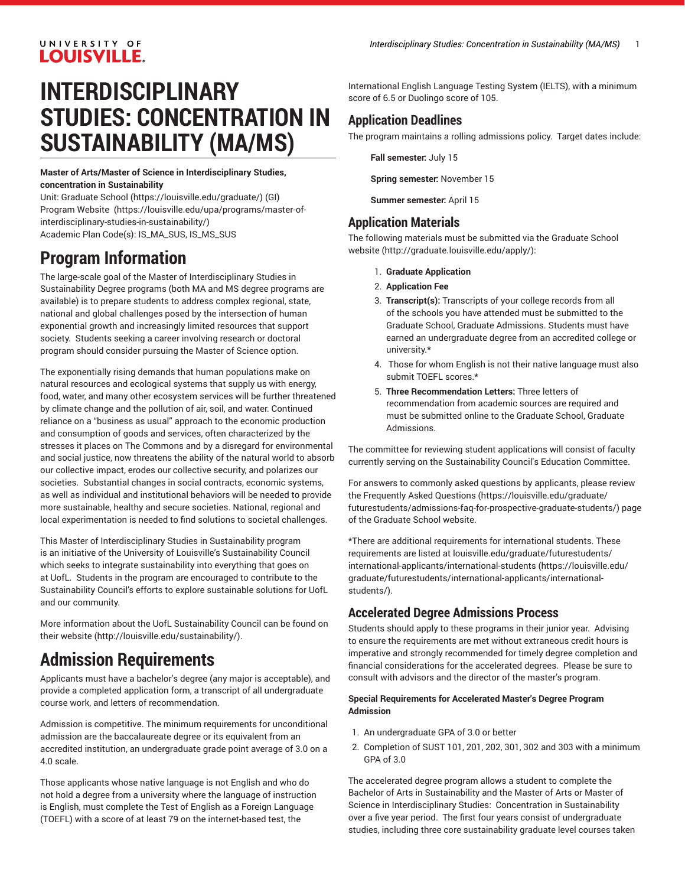# INTERDISCIPLINARY STUDIES: CONCENTRATION IN SUSTAINABILITY (MA/MS)

**Master of Arts/Master of Science in Interdisciplinary Studies, concentration in Sustainability**

Unit: Graduate School (https://louisville.edu/graduate/) (GI)
Program Website (https://louisville.edu/upa/programs/master-of-interdisciplinary-studies-in-sustainability/)
Academic Plan Code(s): IS_MA_SUS, IS_MS_SUS

## Program Information

The large-scale goal of the Master of Interdisciplinary Studies in Sustainability Degree programs (both MA and MS degree programs are available) is to prepare students to address complex regional, state, national and global challenges posed by the intersection of human exponential growth and increasingly limited resources that support society. Students seeking a career involving research or doctoral program should consider pursuing the Master of Science option.

The exponentially rising demands that human populations make on natural resources and ecological systems that supply us with energy, food, water, and many other ecosystem services will be further threatened by climate change and the pollution of air, soil, and water. Continued reliance on a "business as usual" approach to the economic production and consumption of goods and services, often characterized by the stresses it places on The Commons and by a disregard for environmental and social justice, now threatens the ability of the natural world to absorb our collective impact, erodes our collective security, and polarizes our societies. Substantial changes in social contracts, economic systems, as well as individual and institutional behaviors will be needed to provide more sustainable, healthy and secure societies. National, regional and local experimentation is needed to find solutions to societal challenges.

This Master of Interdisciplinary Studies in Sustainability program is an initiative of the University of Louisville's Sustainability Council which seeks to integrate sustainability into everything that goes on at UofL. Students in the program are encouraged to contribute to the Sustainability Council's efforts to explore sustainable solutions for UofL and our community.

More information about the UofL Sustainability Council can be found on their website (http://louisville.edu/sustainability/).

## Admission Requirements

Applicants must have a bachelor's degree (any major is acceptable), and provide a completed application form, a transcript of all undergraduate course work, and letters of recommendation.

Admission is competitive. The minimum requirements for unconditional admission are the baccalaureate degree or its equivalent from an accredited institution, an undergraduate grade point average of 3.0 on a 4.0 scale.

Those applicants whose native language is not English and who do not hold a degree from a university where the language of instruction is English, must complete the Test of English as a Foreign Language (TOEFL) with a score of at least 79 on the internet-based test, the International English Language Testing System (IELTS), with a minimum score of 6.5 or Duolingo score of 105.

### Application Deadlines

The program maintains a rolling admissions policy. Target dates include:

**Fall semester:** July 15

**Spring semester:** November 15

**Summer semester:** April 15

### Application Materials

The following materials must be submitted via the Graduate School website (http://graduate.louisville.edu/apply/):

1. **Graduate Application**
2. **Application Fee**
3. **Transcript(s):** Transcripts of your college records from all of the schools you have attended must be submitted to the Graduate School, Graduate Admissions. Students must have earned an undergraduate degree from an accredited college or university.*
4. Those for whom English is not their native language must also submit TOEFL scores.*
5. **Three Recommendation Letters:** Three letters of recommendation from academic sources are required and must be submitted online to the Graduate School, Graduate Admissions.

The committee for reviewing student applications will consist of faculty currently serving on the Sustainability Council's Education Committee.

For answers to commonly asked questions by applicants, please review the Frequently Asked Questions (https://louisville.edu/graduate/futurestudents/admissions-faq-for-prospective-graduate-students/) page of the Graduate School website.

*There are additional requirements for international students. These requirements are listed at louisville.edu/graduate/futurestudents/international-applicants/international-students (https://louisville.edu/graduate/futurestudents/international-applicants/international-students/).

### Accelerated Degree Admissions Process

Students should apply to these programs in their junior year. Advising to ensure the requirements are met without extraneous credit hours is imperative and strongly recommended for timely degree completion and financial considerations for the accelerated degrees. Please be sure to consult with advisors and the director of the master's program.

**Special Requirements for Accelerated Master's Degree Program Admission**

1. An undergraduate GPA of 3.0 or better
2. Completion of SUST 101, 201, 202, 301, 302 and 303 with a minimum GPA of 3.0

The accelerated degree program allows a student to complete the Bachelor of Arts in Sustainability and the Master of Arts or Master of Science in Interdisciplinary Studies: Concentration in Sustainability over a five year period. The first four years consist of undergraduate studies, including three core sustainability graduate level courses taken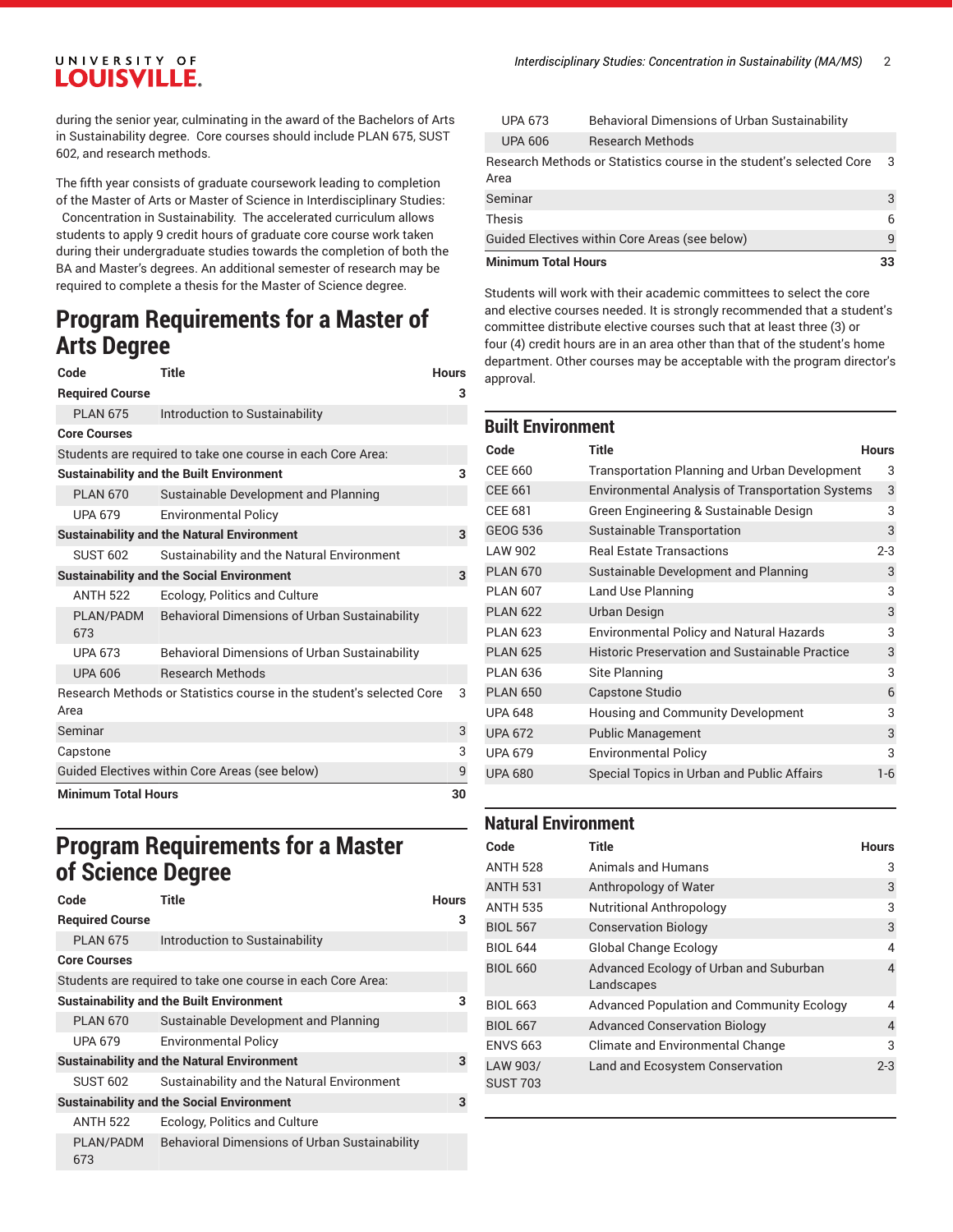during the senior year, culminating in the award of the Bachelors of Arts in Sustainability degree. Core courses should include PLAN 675, SUST 602, and research methods.

The fifth year consists of graduate coursework leading to completion of the Master of Arts or Master of Science in Interdisciplinary Studies: Concentration in Sustainability. The accelerated curriculum allows students to apply 9 credit hours of graduate core course work taken during their undergraduate studies towards the completion of both the BA and Master's degrees. An additional semester of research may be required to complete a thesis for the Master of Science degree.

## Program Requirements for a Master of Arts Degree

| Code | Title | Hours |
|---|---|---|
| **Required Course** | | 3 |
| PLAN 675 | Introduction to Sustainability | |
| **Core Courses** | | |
| Students are required to take one course in each Core Area: | | |
| **Sustainability and the Built Environment** | | 3 |
| PLAN 670 | Sustainable Development and Planning | |
| UPA 679 | Environmental Policy | |
| **Sustainability and the Natural Environment** | | 3 |
| SUST 602 | Sustainability and the Natural Environment | |
| **Sustainability and the Social Environment** | | 3 |
| ANTH 522 | Ecology, Politics and Culture | |
| PLAN/PADM 673 | Behavioral Dimensions of Urban Sustainability | |
| UPA 673 | Behavioral Dimensions of Urban Sustainability | |
| UPA 606 | Research Methods | |
| Research Methods or Statistics course in the student's selected Core Area | | 3 |
| Seminar | | 3 |
| Capstone | | 3 |
| Guided Electives within Core Areas (see below) | | 9 |
| **Minimum Total Hours** | | **30** |

## Program Requirements for a Master of Science Degree

| Code | Title | Hours |
|---|---|---|
| **Required Course** | | 3 |
| PLAN 675 | Introduction to Sustainability | |
| **Core Courses** | | |
| Students are required to take one course in each Core Area: | | |
| **Sustainability and the Built Environment** | | 3 |
| PLAN 670 | Sustainable Development and Planning | |
| UPA 679 | Environmental Policy | |
| **Sustainability and the Natural Environment** | | 3 |
| SUST 602 | Sustainability and the Natural Environment | |
| **Sustainability and the Social Environment** | | 3 |
| ANTH 522 | Ecology, Politics and Culture | |
| PLAN/PADM 673 | Behavioral Dimensions of Urban Sustainability | |
| UPA 673 | Behavioral Dimensions of Urban Sustainability | |
| UPA 606 | Research Methods | |
| Research Methods or Statistics course in the student's selected Core Area | | 3 |
| Seminar | | 3 |
| Thesis | | 6 |
| Guided Electives within Core Areas (see below) | | 9 |
| **Minimum Total Hours** | | **33** |

Students will work with their academic committees to select the core and elective courses needed. It is strongly recommended that a student's committee distribute elective courses such that at least three (3) or four (4) credit hours are in an area other than that of the student's home department. Other courses may be acceptable with the program director's approval.

## Built Environment

| Code | Title | Hours |
|---|---|---|
| CEE 660 | Transportation Planning and Urban Development | 3 |
| CEE 661 | Environmental Analysis of Transportation Systems | 3 |
| CEE 681 | Green Engineering & Sustainable Design | 3 |
| GEOG 536 | Sustainable Transportation | 3 |
| LAW 902 | Real Estate Transactions | 2-3 |
| PLAN 670 | Sustainable Development and Planning | 3 |
| PLAN 607 | Land Use Planning | 3 |
| PLAN 622 | Urban Design | 3 |
| PLAN 623 | Environmental Policy and Natural Hazards | 3 |
| PLAN 625 | Historic Preservation and Sustainable Practice | 3 |
| PLAN 636 | Site Planning | 3 |
| PLAN 650 | Capstone Studio | 6 |
| UPA 648 | Housing and Community Development | 3 |
| UPA 672 | Public Management | 3 |
| UPA 679 | Environmental Policy | 3 |
| UPA 680 | Special Topics in Urban and Public Affairs | 1-6 |

## Natural Environment

| Code | Title | Hours |
|---|---|---|
| ANTH 528 | Animals and Humans | 3 |
| ANTH 531 | Anthropology of Water | 3 |
| ANTH 535 | Nutritional Anthropology | 3 |
| BIOL 567 | Conservation Biology | 3 |
| BIOL 644 | Global Change Ecology | 4 |
| BIOL 660 | Advanced Ecology of Urban and Suburban Landscapes | 4 |
| BIOL 663 | Advanced Population and Community Ecology | 4 |
| BIOL 667 | Advanced Conservation Biology | 4 |
| ENVS 663 | Climate and Environmental Change | 3 |
| LAW 903/ SUST 703 | Land and Ecosystem Conservation | 2-3 |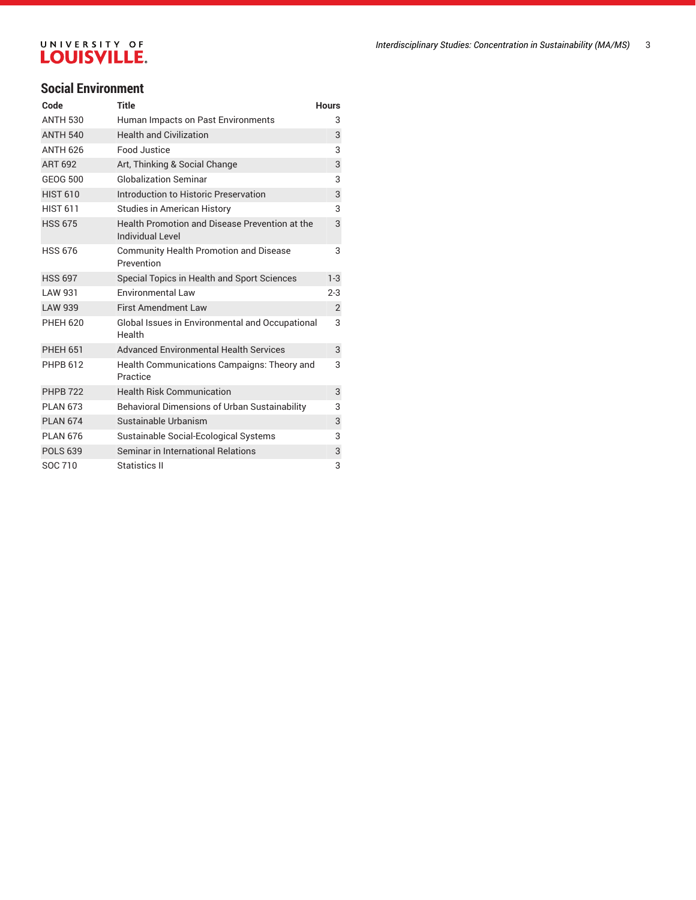## Social Environment

| Code | Title | Hours |
|---|---|---|
| ANTH 530 | Human Impacts on Past Environments | 3 |
| ANTH 540 | Health and Civilization | 3 |
| ANTH 626 | Food Justice | 3 |
| ART 692 | Art, Thinking & Social Change | 3 |
| GEOG 500 | Globalization Seminar | 3 |
| HIST 610 | Introduction to Historic Preservation | 3 |
| HIST 611 | Studies in American History | 3 |
| HSS 675 | Health Promotion and Disease Prevention at the Individual Level | 3 |
| HSS 676 | Community Health Promotion and Disease Prevention | 3 |
| HSS 697 | Special Topics in Health and Sport Sciences | 1-3 |
| LAW 931 | Environmental Law | 2-3 |
| LAW 939 | First Amendment Law | 2 |
| PHEH 620 | Global Issues in Environmental and Occupational Health | 3 |
| PHEH 651 | Advanced Environmental Health Services | 3 |
| PHPB 612 | Health Communications Campaigns: Theory and Practice | 3 |
| PHPB 722 | Health Risk Communication | 3 |
| PLAN 673 | Behavioral Dimensions of Urban Sustainability | 3 |
| PLAN 674 | Sustainable Urbanism | 3 |
| PLAN 676 | Sustainable Social-Ecological Systems | 3 |
| POLS 639 | Seminar in International Relations | 3 |
| SOC 710 | Statistics II | 3 |